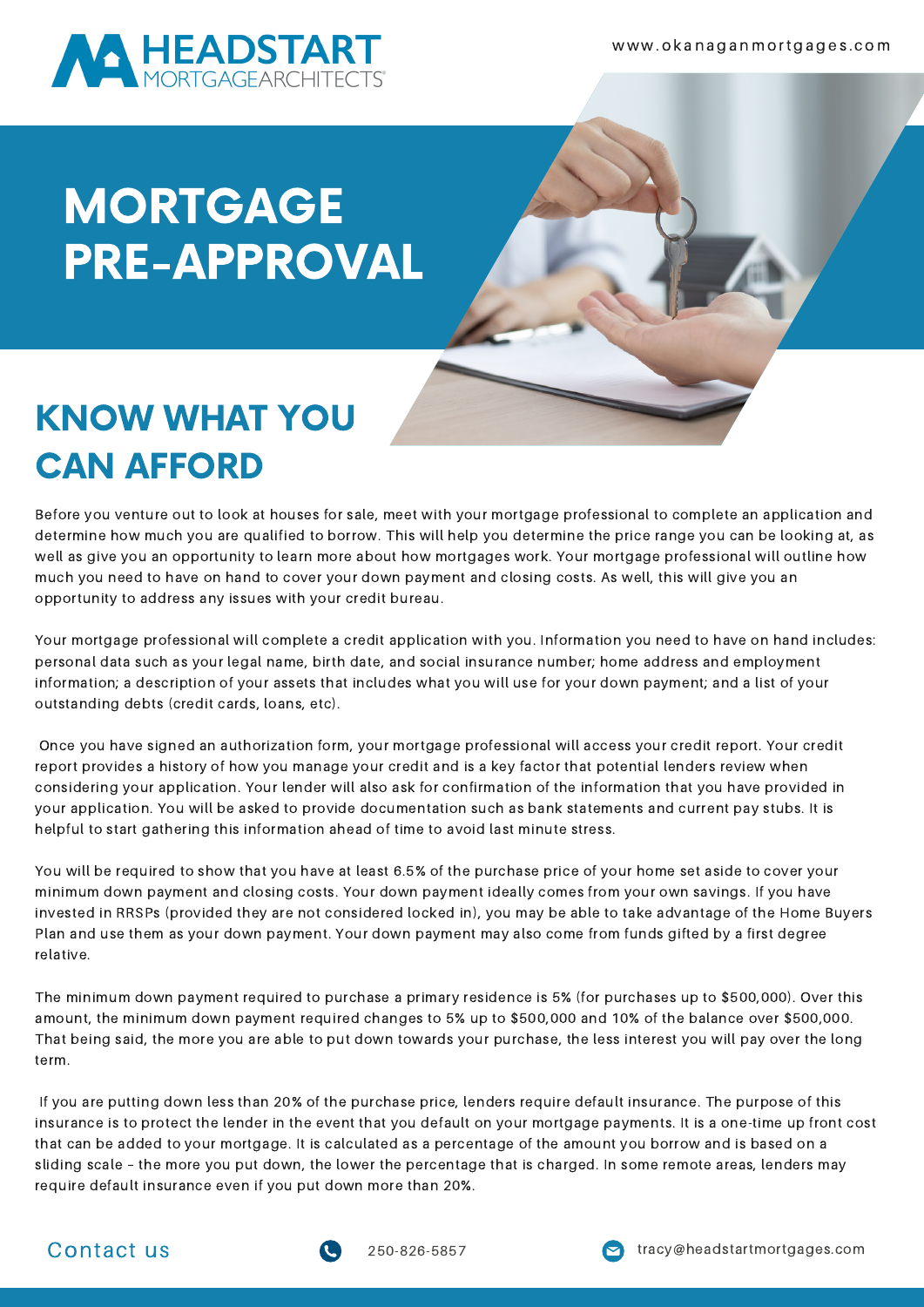HEADSTART MORTGAGEARCHITECTS®

www.okanaganmortgages.com

# MORTGAGE PRE-APPROVAL

## KNOW WHAT YOU CAN AFFORD

Before you venture out to look at houses for sale, meet with your mortgage professional to complete an application and determine how much you are qualified to borrow. This will help you determine the price range you can be looking at, as well as give you an opportunity to learn more about how mortgages work. Your mortgage professional will outline how much you need to have on hand to cover your down payment and closing costs. As well, this will give you an opportunity to address any issues with your credit bureau.

Your mortgage professional will complete a credit application with you. Information you need to have on hand includes: personal data such as your legal name, birth date, and social insurance number; home address and employment information; a description of your assets that includes what you will use for your down payment; and a list of your outstanding debts (credit cards, loans, etc).

Once you have signed an authorization form, your mortgage professional will access your credit report. Your credit report provides a history of how you manage your credit and is a key factor that potential lenders review when considering your application. Your lender will also ask for confirmation of the information that you have provided in your application. You will be asked to provide documentation such as bank statements and current pay stubs. It is helpful to start gathering this information ahead of time to avoid last minute stress.

You will be required to show that you have at least 6.5% of the purchase price of your home set aside to cover your minimum down payment and closing costs. Your down payment ideally comes from your own savings. If you have invested in RRSPs (provided they are not considered locked in), you may be able to take advantage of the Home Buyers Plan and use them as your down payment. Your down payment may also come from funds gifted by a first degree relative.

The minimum down payment required to purchase a primary residence is 5% (for purchases up to $500,000). Over this amount, the minimum down payment required changes to 5% up to $500,000 and 10% of the balance over $500,000. That being said, the more you are able to put down towards your purchase, the less interest you will pay over the long term.

If you are putting down less than 20% of the purchase price, lenders require default insurance. The purpose of this insurance is to protect the lender in the event that you default on your mortgage payments. It is a one-time up front cost that can be added to your mortgage. It is calculated as a percentage of the amount you borrow and is based on a sliding scale – the more you put down, the lower the percentage that is charged. In some remote areas, lenders may require default insurance even if you put down more than 20%.

Contact us

250-826-5857

tracy@headstartmortgages.com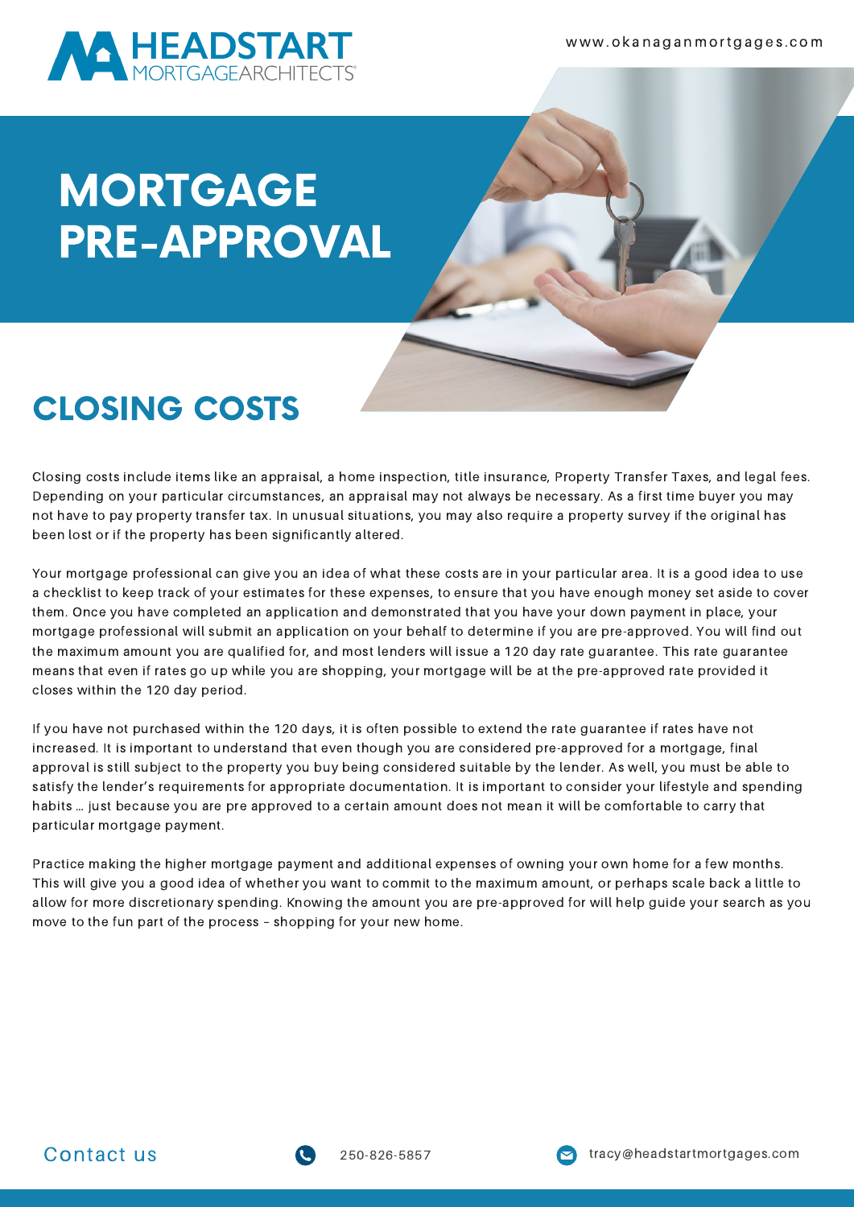# MORTGAGE PRE-APPROVAL

## CLOSING COSTS

Closing costs include items like an appraisal, a home inspection, title insurance, Property Transfer Taxes, and legal fees. Depending on your particular circumstances, an appraisal may not always be necessary. As a first time buyer you may not have to pay property transfer tax. In unusual situations, you may also require a property survey if the original has been lost or if the property has been significantly altered.

Your mortgage professional can give you an idea of what these costs are in your particular area. It is a good idea to use a checklist to keep track of your estimates for these expenses, to ensure that you have enough money set aside to cover them. Once you have completed an application and demonstrated that you have your down payment in place, your mortgage professional will submit an application on your behalf to determine if you are pre-approved. You will find out the maximum amount you are qualified for, and most lenders will issue a 120 day rate guarantee. This rate guarantee means that even if rates go up while you are shopping, your mortgage will be at the pre-approved rate provided it closes within the 120 day period.

If you have not purchased within the 120 days, it is often possible to extend the rate guarantee if rates have not increased. It is important to understand that even though you are considered pre-approved for a mortgage, final approval is still subject to the property you buy being considered suitable by the lender. As well, you must be able to satisfy the lender's requirements for appropriate documentation. It is important to consider your lifestyle and spending habits … just because you are pre approved to a certain amount does not mean it will be comfortable to carry that particular mortgage payment.

Practice making the higher mortgage payment and additional expenses of owning your own home for a few months. This will give you a good idea of whether you want to commit to the maximum amount, or perhaps scale back a little to allow for more discretionary spending. Knowing the amount you are pre-approved for will help guide your search as you move to the fun part of the process – shopping for your new home.

Contact us

250-826-5857

tracy@headstartmortgages.com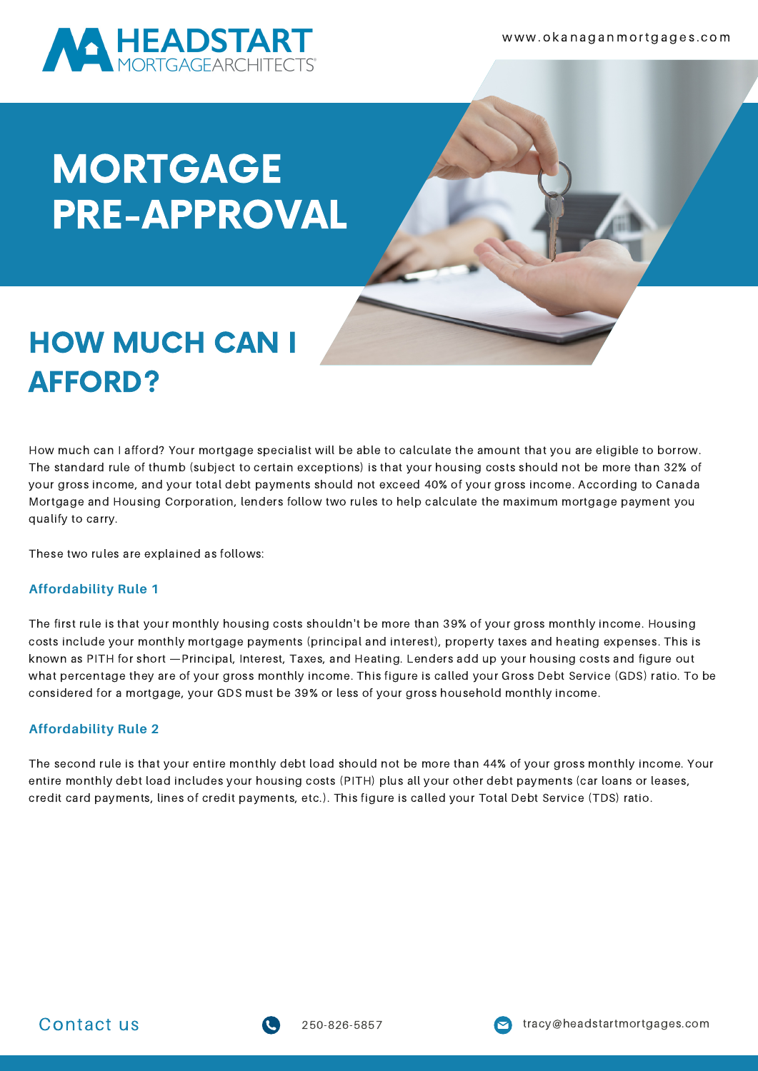# MORTGAGE PRE-APPROVAL

## HOW MUCH CAN I AFFORD?

How much can I afford? Your mortgage specialist will be able to calculate the amount that you are eligible to borrow. The standard rule of thumb (subject to certain exceptions) is that your housing costs should not be more than 32% of your gross income, and your total debt payments should not exceed 40% of your gross income. According to Canada Mortgage and Housing Corporation, lenders follow two rules to help calculate the maximum mortgage payment you qualify to carry.

These two rules are explained as follows:

### Affordability Rule 1

The first rule is that your monthly housing costs shouldn't be more than 39% of your gross monthly income. Housing costs include your monthly mortgage payments (principal and interest), property taxes and heating expenses. This is known as PITH for short —Principal, Interest, Taxes, and Heating. Lenders add up your housing costs and figure out what percentage they are of your gross monthly income. This figure is called your Gross Debt Service (GDS) ratio. To be considered for a mortgage, your GDS must be 39% or less of your gross household monthly income.

### Affordability Rule 2

The second rule is that your entire monthly debt load should not be more than 44% of your gross monthly income. Your entire monthly debt load includes your housing costs (PITH) plus all your other debt payments (car loans or leases, credit card payments, lines of credit payments, etc.). This figure is called your Total Debt Service (TDS) ratio.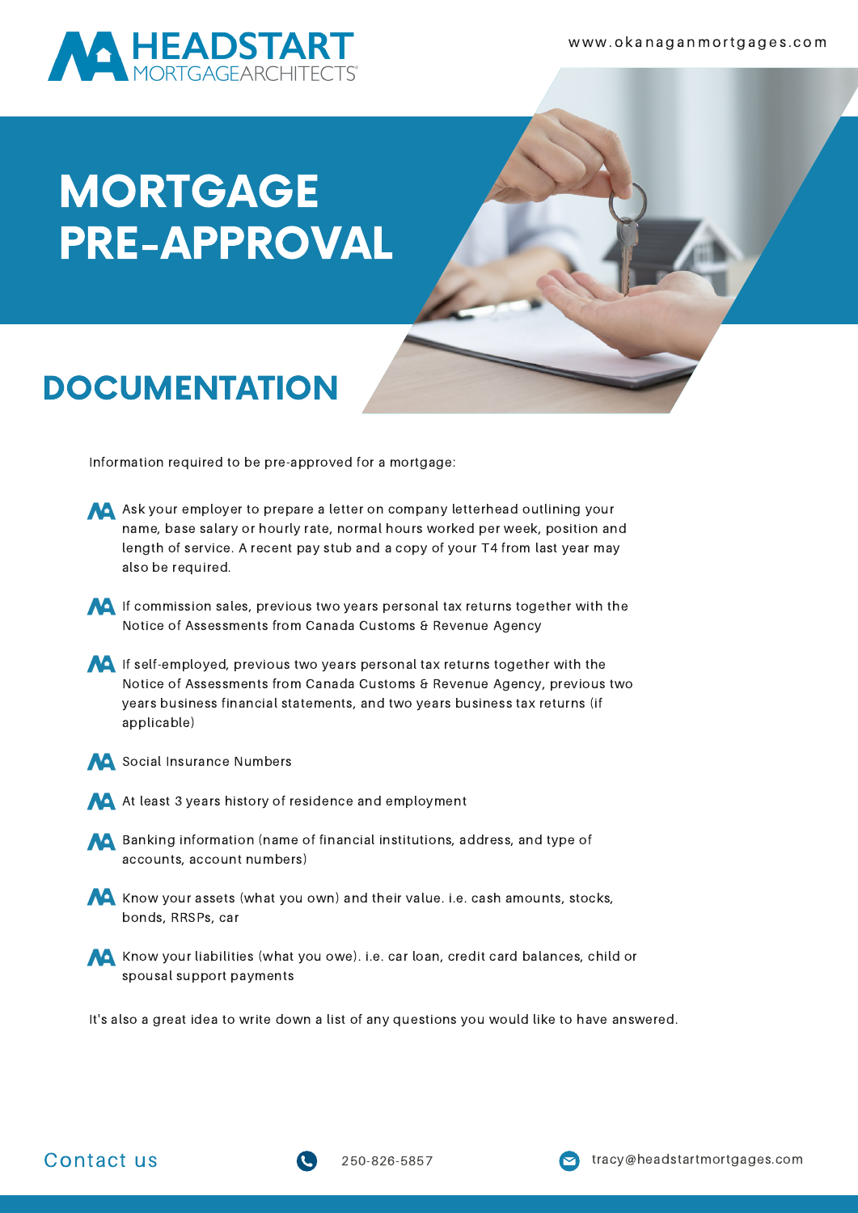HEADSTART
MORTGAGEARCHITECTS®

www.okanaganmortgages.com

# MORTGAGE PRE-APPROVAL

## DOCUMENTATION

Information required to be pre-approved for a mortgage:

- Ask your employer to prepare a letter on company letterhead outlining your name, base salary or hourly rate, normal hours worked per week, position and length of service. A recent pay stub and a copy of your T4 from last year may also be required.
- If commission sales, previous two years personal tax returns together with the Notice of Assessments from Canada Customs & Revenue Agency
- If self-employed, previous two years personal tax returns together with the Notice of Assessments from Canada Customs & Revenue Agency, previous two years business financial statements, and two years business tax returns (if applicable)
- Social Insurance Numbers
- At least 3 years history of residence and employment
- Banking information (name of financial institutions, address, and type of accounts, account numbers)
- Know your assets (what you own) and their value. i.e. cash amounts, stocks, bonds, RRSPs, car
- Know your liabilities (what you owe). i.e. car loan, credit card balances, child or spousal support payments

It's also a great idea to write down a list of any questions you would like to have answered.

Contact us

250-826-5857

tracy@headstartmortgages.com